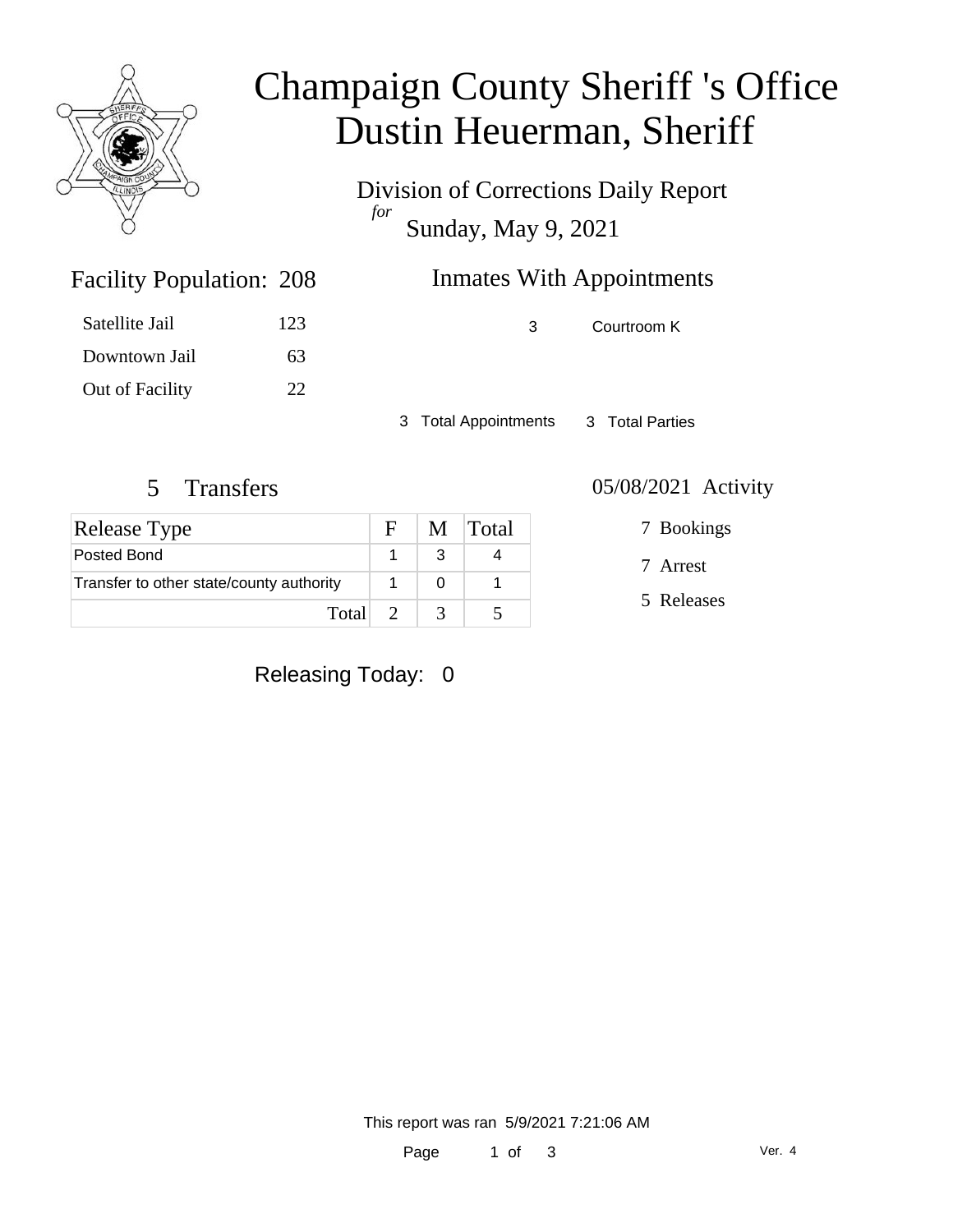# Champaign County Sheriff 's Office
# Dustin Heuerman, Sheriff

Division of Corrections Daily Report
*for*
Sunday, May 9, 2021

## Facility Population: 208

| | |
|---|---|
| Satellite Jail | 123 |
| Downtown Jail | 63 |
| Out of Facility | 22 |

## Inmates With Appointments

| | |
|---|---|
| 3 | Courtroom K |

3 Total Appointments     3 Total Parties

## 5 Transfers

| Release Type | F | M | Total |
|---|---|---|---|
| Posted Bond | 1 | 3 | 4 |
| Transfer to other state/county authority | 1 | 0 | 1 |
| Total | 2 | 3 | 5 |

## 05/08/2021 Activity

7 Bookings

7 Arrest

5 Releases

Releasing Today: 0

This report was ran 5/9/2021 7:21:06 AM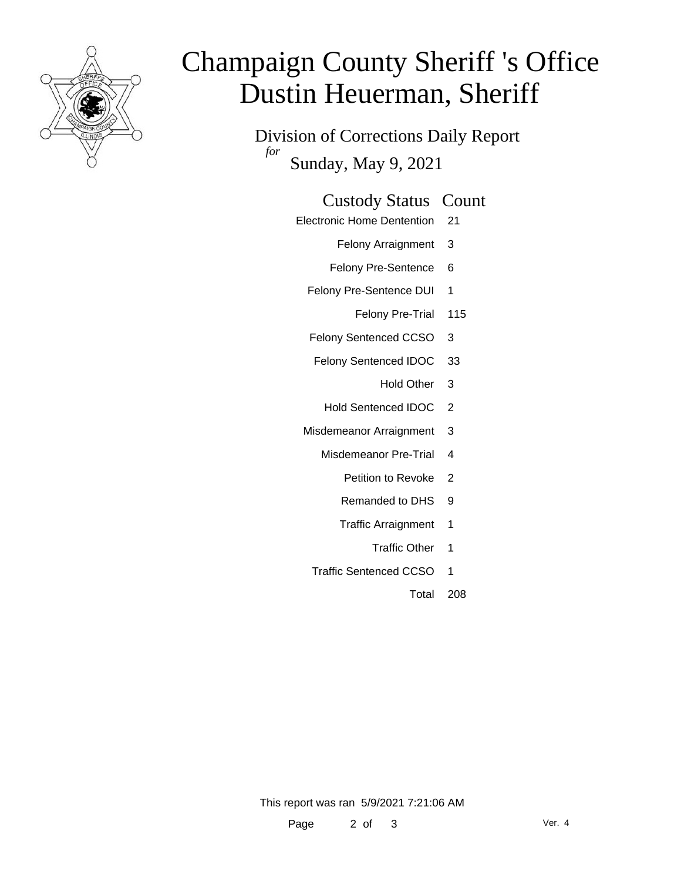# Champaign County Sheriff 's Office
# Dustin Heuerman, Sheriff

## Division of Corrections Daily Report

*for*

Sunday, May 9, 2021

| Custody Status | Count |
|---|---|
| Electronic Home Dentention | 21 |
| Felony Arraignment | 3 |
| Felony Pre-Sentence | 6 |
| Felony Pre-Sentence DUI | 1 |
| Felony Pre-Trial | 115 |
| Felony Sentenced CCSO | 3 |
| Felony Sentenced IDOC | 33 |
| Hold Other | 3 |
| Hold Sentenced IDOC | 2 |
| Misdemeanor Arraignment | 3 |
| Misdemeanor Pre-Trial | 4 |
| Petition to Revoke | 2 |
| Remanded to DHS | 9 |
| Traffic Arraignment | 1 |
| Traffic Other | 1 |
| Traffic Sentenced CCSO | 1 |
| Total | 208 |

This report was ran 5/9/2021 7:21:06 AM

Ver. 4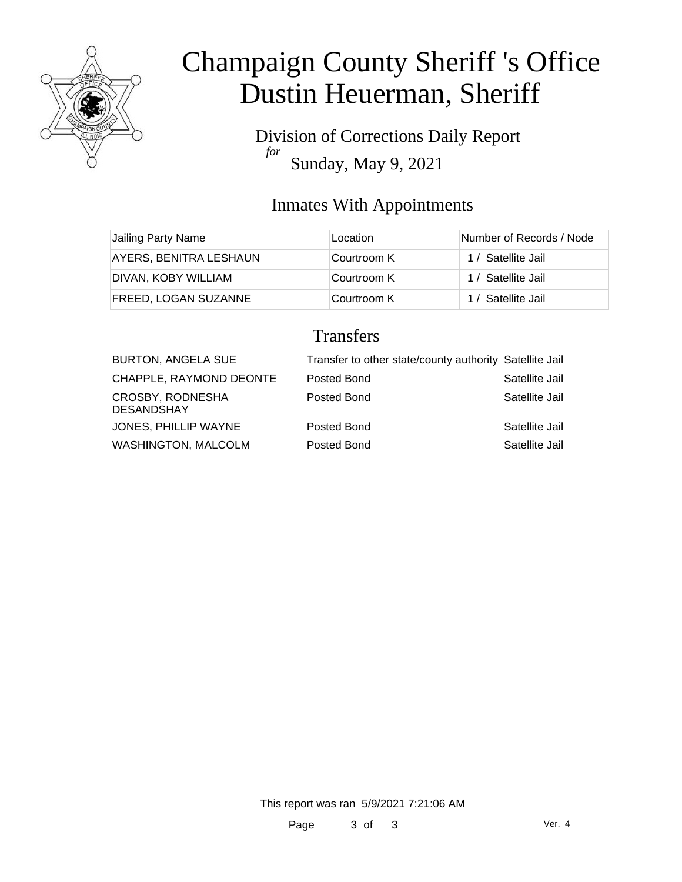# Champaign County Sheriff 's Office
# Dustin Heuerman, Sheriff

Division of Corrections Daily Report
*for*
Sunday, May 9, 2021

## Inmates With Appointments

| Jailing Party Name | Location | Number of Records / Node |
|---|---|---|
| AYERS, BENITRA LESHAUN | Courtroom K | 1 / Satellite Jail |
| DIVAN, KOBY WILLIAM | Courtroom K | 1 / Satellite Jail |
| FREED, LOGAN SUZANNE | Courtroom K | 1 / Satellite Jail |

## Transfers

| | | |
|---|---|---|
| BURTON, ANGELA SUE | Transfer to other state/county authority | Satellite Jail |
| CHAPPLE, RAYMOND DEONTE | Posted Bond | Satellite Jail |
| CROSBY, RODNESHA DESANDSHAY | Posted Bond | Satellite Jail |
| JONES, PHILLIP WAYNE | Posted Bond | Satellite Jail |
| WASHINGTON, MALCOLM | Posted Bond | Satellite Jail |

This report was ran 5/9/2021 7:21:06 AM

Ver. 4